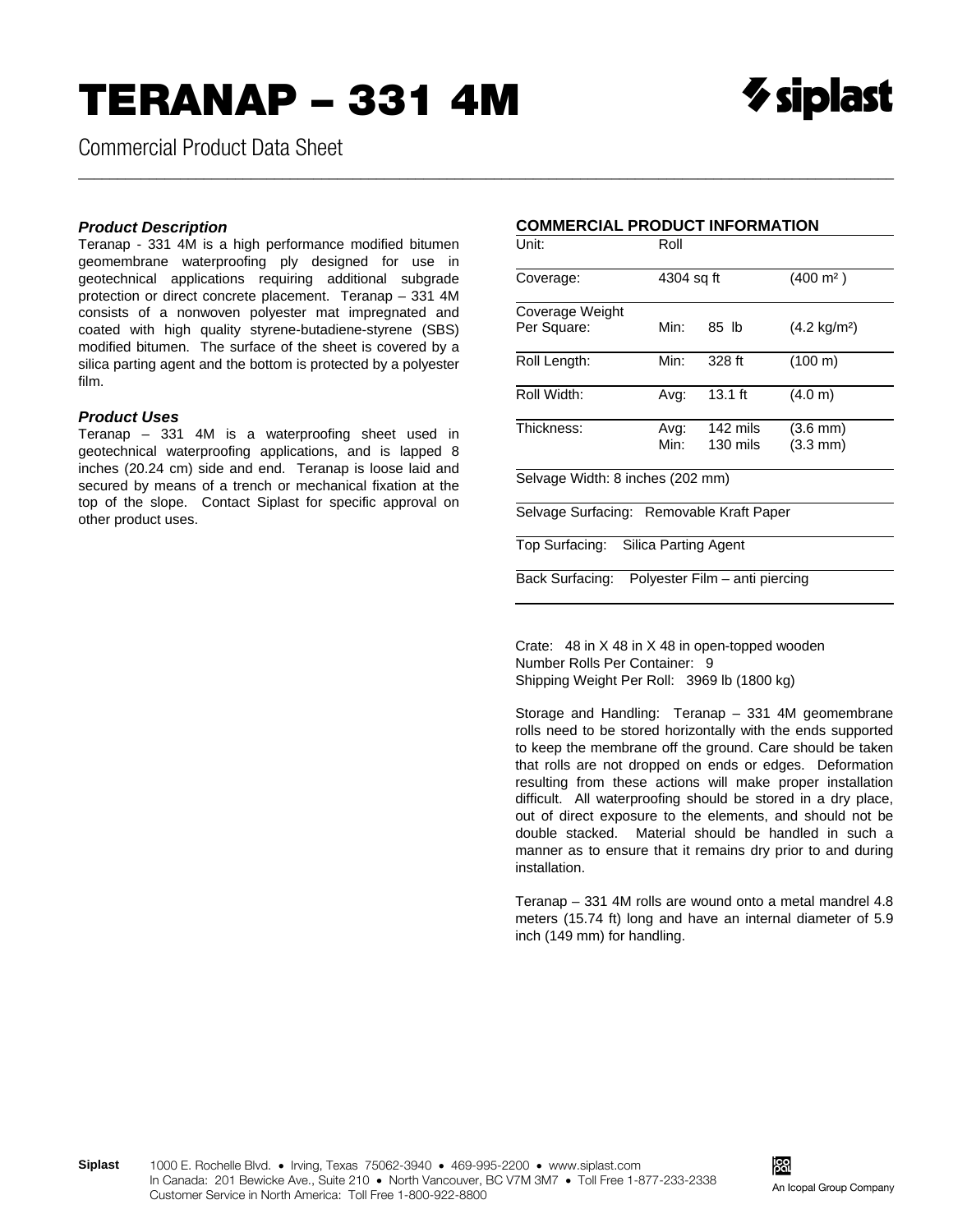# TERANAP – 331 4M

Commercial Product Data Sheet

### *Product Description*

Teranap - 331 4M is a high performance modified bitumen geomembrane waterproofing ply designed for use in geotechnical applications requiring additional subgrade protection or direct concrete placement. Teranap – 331 4M consists of a nonwoven polyester mat impregnated and coated with high quality styrene-butadiene-styrene (SBS) modified bitumen. The surface of the sheet is covered by a silica parting agent and the bottom is protected by a polyester film.

### *Product Uses*

Teranap – 331 4M is a waterproofing sheet used in geotechnical waterproofing applications, and is lapped 8 inches (20.24 cm) side and end. Teranap is loose laid and secured by means of a trench or mechanical fixation at the top of the slope. Contact Siplast for specific approval on other product uses.

### COMMERCIAL PRODUCT INFORMATION

| | | | |
|---|---|---|---|
| Unit: | Roll | | |
| Coverage: | 4304 sq ft | | (400 m²) |
| Coverage Weight Per Square: | Min: | 85 lb | (4.2 kg/m²) |
| Roll Length: | Min: | 328 ft | (100 m) |
| Roll Width: | Avg: | 13.1 ft | (4.0 m) |
| Thickness: | Avg:<br>Min: | 142 mils<br>130 mils | (3.6 mm)<br>(3.3 mm) |
| Selvage Width: 8 inches (202 mm) | | | |
| Selvage Surfacing: Removable Kraft Paper | | | |
| Top Surfacing: Silica Parting Agent | | | |
| Back Surfacing: Polyester Film – anti piercing | | | |

Crate: 48 in X 48 in X 48 in open-topped wooden
Number Rolls Per Container: 9
Shipping Weight Per Roll: 3969 lb (1800 kg)

Storage and Handling: Teranap – 331 4M geomembrane rolls need to be stored horizontally with the ends supported to keep the membrane off the ground. Care should be taken that rolls are not dropped on ends or edges. Deformation resulting from these actions will make proper installation difficult. All waterproofing should be stored in a dry place, out of direct exposure to the elements, and should not be double stacked. Material should be handled in such a manner as to ensure that it remains dry prior to and during installation.

Teranap – 331 4M rolls are wound onto a metal mandrel 4.8 meters (15.74 ft) long and have an internal diameter of 5.9 inch (149 mm) for handling.

**Siplast** 1000 E. Rochelle Blvd. • Irving, Texas 75062-3940 • 469-995-2200 • www.siplast.com
In Canada: 201 Bewicke Ave., Suite 210 • North Vancouver, BC V7M 3M7 • Toll Free 1-877-233-2338
Customer Service in North America: Toll Free 1-800-922-8800

An Icopal Group Company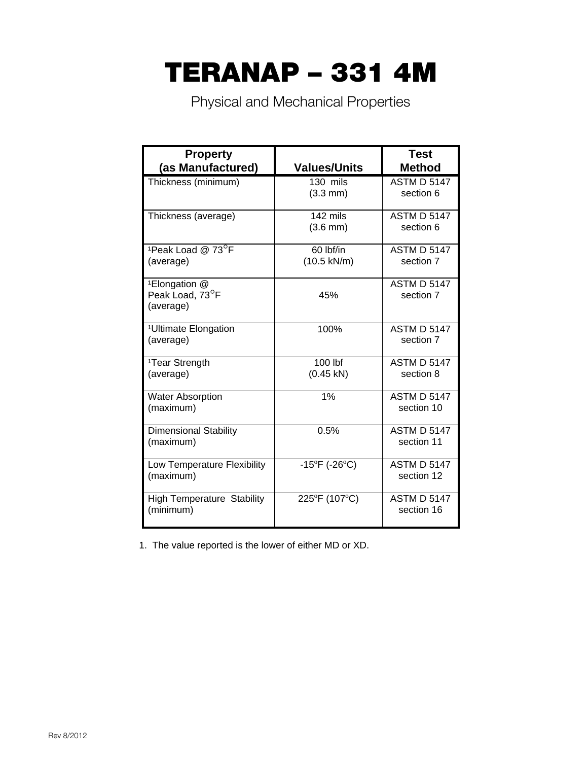# TERANAP – 331 4M

Physical and Mechanical Properties

| Property (as Manufactured) | Values/Units | Test Method |
|---|---|---|
| Thickness (minimum) | 130 mils (3.3 mm) | ASTM D 5147 section 6 |
| Thickness (average) | 142 mils (3.6 mm) | ASTM D 5147 section 6 |
| [1]Peak Load @ 73°F (average) | 60 lbf/in (10.5 kN/m) | ASTM D 5147 section 7 |
| [1]Elongation @ Peak Load, 73°F (average) | 45% | ASTM D 5147 section 7 |
| [1]Ultimate Elongation (average) | 100% | ASTM D 5147 section 7 |
| [1]Tear Strength (average) | 100 lbf (0.45 kN) | ASTM D 5147 section 8 |
| Water Absorption (maximum) | 1% | ASTM D 5147 section 10 |
| Dimensional Stability (maximum) | 0.5% | ASTM D 5147 section 11 |
| Low Temperature Flexibility (maximum) | -15ºF (-26ºC) | ASTM D 5147 section 12 |
| High Temperature Stability (minimum) | 225ºF (107ºC) | ASTM D 5147 section 16 |

1. The value reported is the lower of either MD or XD.

Rev 8/2012